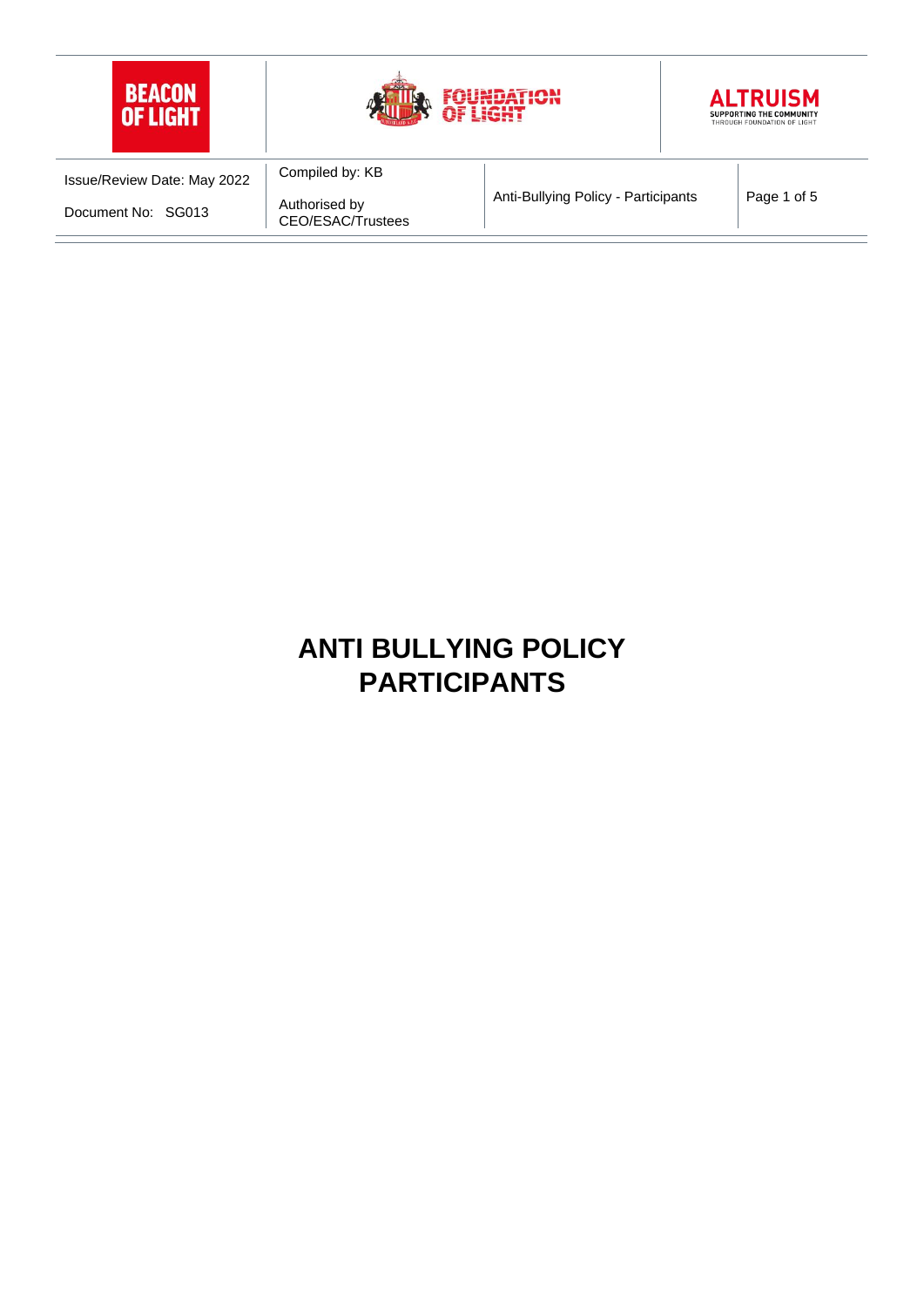# ANTI BULLYING POLICY
# PARTICIPANTS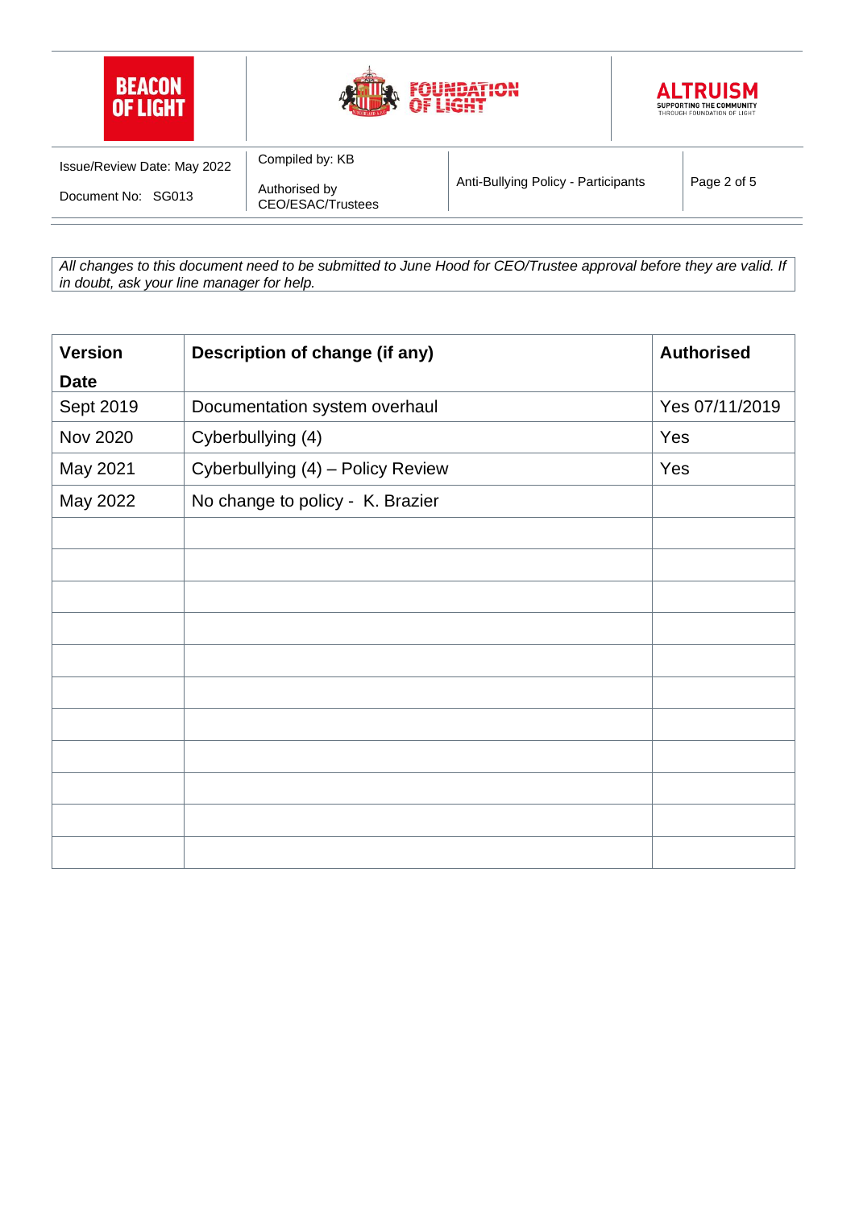*All changes to this document need to be submitted to June Hood for CEO/Trustee approval before they are valid. If in doubt, ask your line manager for help.*

| Version Date | Description of change (if any) | Authorised |
|---|---|---|
| Sept 2019 | Documentation system overhaul | Yes 07/11/2019 |
| Nov 2020 | Cyberbullying (4) | Yes |
| May 2021 | Cyberbullying (4) – Policy Review | Yes |
| May 2022 | No change to policy - K. Brazier | |
| | | |
| | | |
| | | |
| | | |
| | | |
| | | |
| | | |
| | | |
| | | |
| | | |
| | | |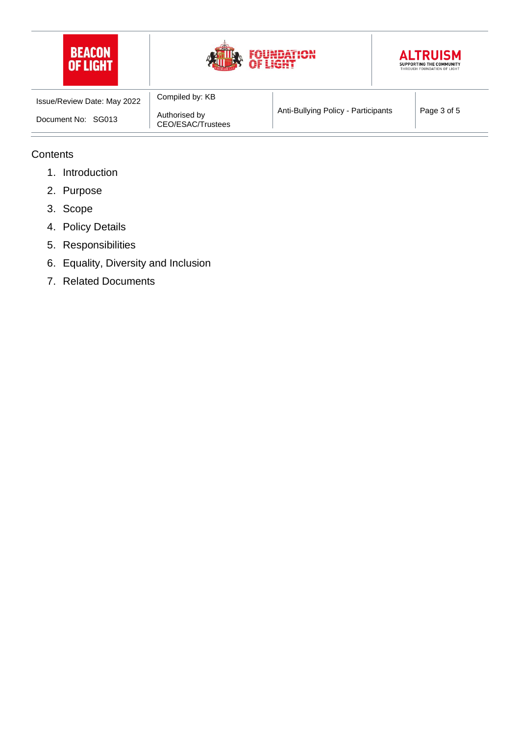Contents

1. Introduction
2. Purpose
3. Scope
4. Policy Details
5. Responsibilities
6. Equality, Diversity and Inclusion
7. Related Documents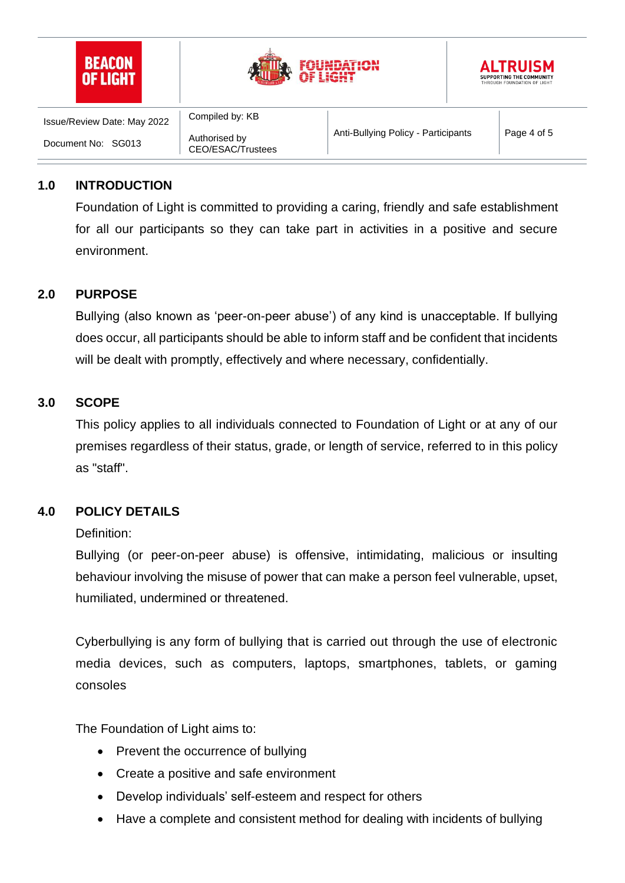## 1.0 INTRODUCTION

Foundation of Light is committed to providing a caring, friendly and safe establishment for all our participants so they can take part in activities in a positive and secure environment.

## 2.0 PURPOSE

Bullying (also known as 'peer-on-peer abuse') of any kind is unacceptable. If bullying does occur, all participants should be able to inform staff and be confident that incidents will be dealt with promptly, effectively and where necessary, confidentially.

## 3.0 SCOPE

This policy applies to all individuals connected to Foundation of Light or at any of our premises regardless of their status, grade, or length of service, referred to in this policy as "staff".

## 4.0 POLICY DETAILS

Definition:

Bullying (or peer-on-peer abuse) is offensive, intimidating, malicious or insulting behaviour involving the misuse of power that can make a person feel vulnerable, upset, humiliated, undermined or threatened.

Cyberbullying is any form of bullying that is carried out through the use of electronic media devices, such as computers, laptops, smartphones, tablets, or gaming consoles

The Foundation of Light aims to:

- Prevent the occurrence of bullying
- Create a positive and safe environment
- Develop individuals' self-esteem and respect for others
- Have a complete and consistent method for dealing with incidents of bullying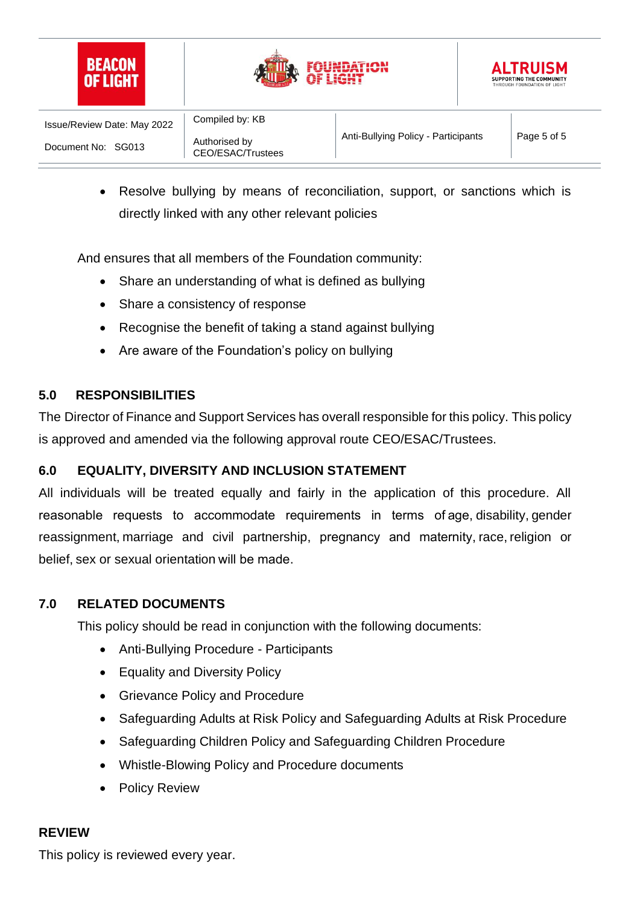- Resolve bullying by means of reconciliation, support, or sanctions which is directly linked with any other relevant policies

And ensures that all members of the Foundation community:

- Share an understanding of what is defined as bullying
- Share a consistency of response
- Recognise the benefit of taking a stand against bullying
- Are aware of the Foundation's policy on bullying

## 5.0 RESPONSIBILITIES

The Director of Finance and Support Services has overall responsible for this policy. This policy is approved and amended via the following approval route CEO/ESAC/Trustees.

## 6.0 EQUALITY, DIVERSITY AND INCLUSION STATEMENT

All individuals will be treated equally and fairly in the application of this procedure. All reasonable requests to accommodate requirements in terms of age, disability, gender reassignment, marriage and civil partnership, pregnancy and maternity, race, religion or belief, sex or sexual orientation will be made.

## 7.0 RELATED DOCUMENTS

This policy should be read in conjunction with the following documents:

- Anti-Bullying Procedure - Participants
- Equality and Diversity Policy
- Grievance Policy and Procedure
- Safeguarding Adults at Risk Policy and Safeguarding Adults at Risk Procedure
- Safeguarding Children Policy and Safeguarding Children Procedure
- Whistle-Blowing Policy and Procedure documents
- Policy Review

## REVIEW

This policy is reviewed every year.